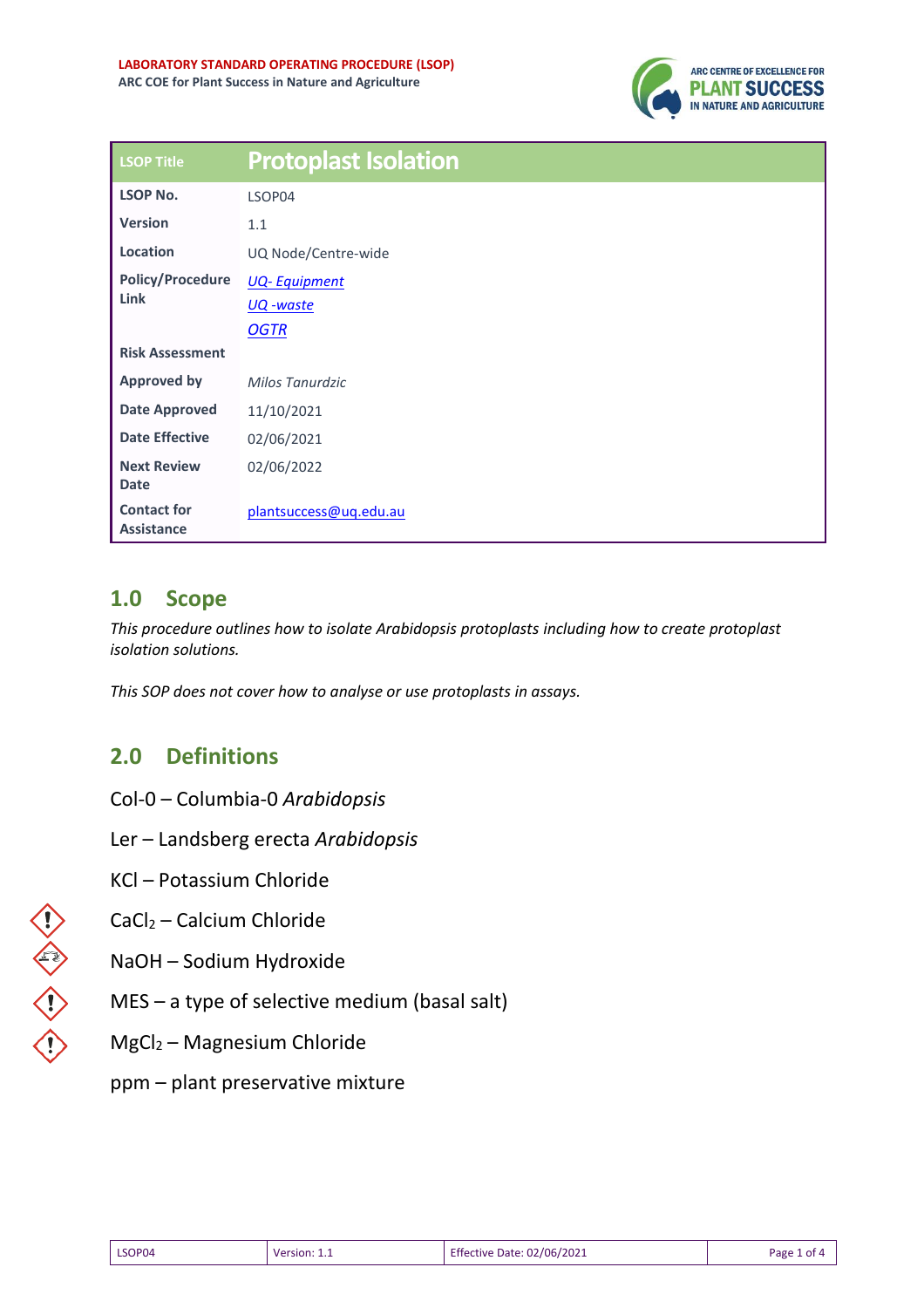**LABORATORY STANDARD OPERATING PROCEDURE (LSOP)**
**ARC COE for Plant Success in Nature and Agriculture**

| LSOP Title | Protoplast Isolation |
|---|---|
| **LSOP No.** | LSOP04 |
| **Version** | 1.1 |
| **Location** | UQ Node/Centre-wide |
| **Policy/Procedure Link** | *UQ- Equipment*<br>*UQ -waste*<br>*OGTR* |
| **Risk Assessment** | |
| **Approved by** | *Milos Tanurdzic* |
| **Date Approved** | 11/10/2021 |
| **Date Effective** | 02/06/2021 |
| **Next Review Date** | 02/06/2022 |
| **Contact for Assistance** | plantsuccess@uq.edu.au |

## 1.0 Scope

*This procedure outlines how to isolate Arabidopsis protoplasts including how to create protoplast isolation solutions.*

*This SOP does not cover how to analyse or use protoplasts in assays.*

## 2.0 Definitions

Col-0 – Columbia-0 *Arabidopsis*

Ler – Landsberg erecta *Arabidopsis*

KCl – Potassium Chloride

$CaCl_2$ – Calcium Chloride

NaOH – Sodium Hydroxide

MES – a type of selective medium (basal salt)

$MgCl_2$ – Magnesium Chloride

ppm – plant preservative mixture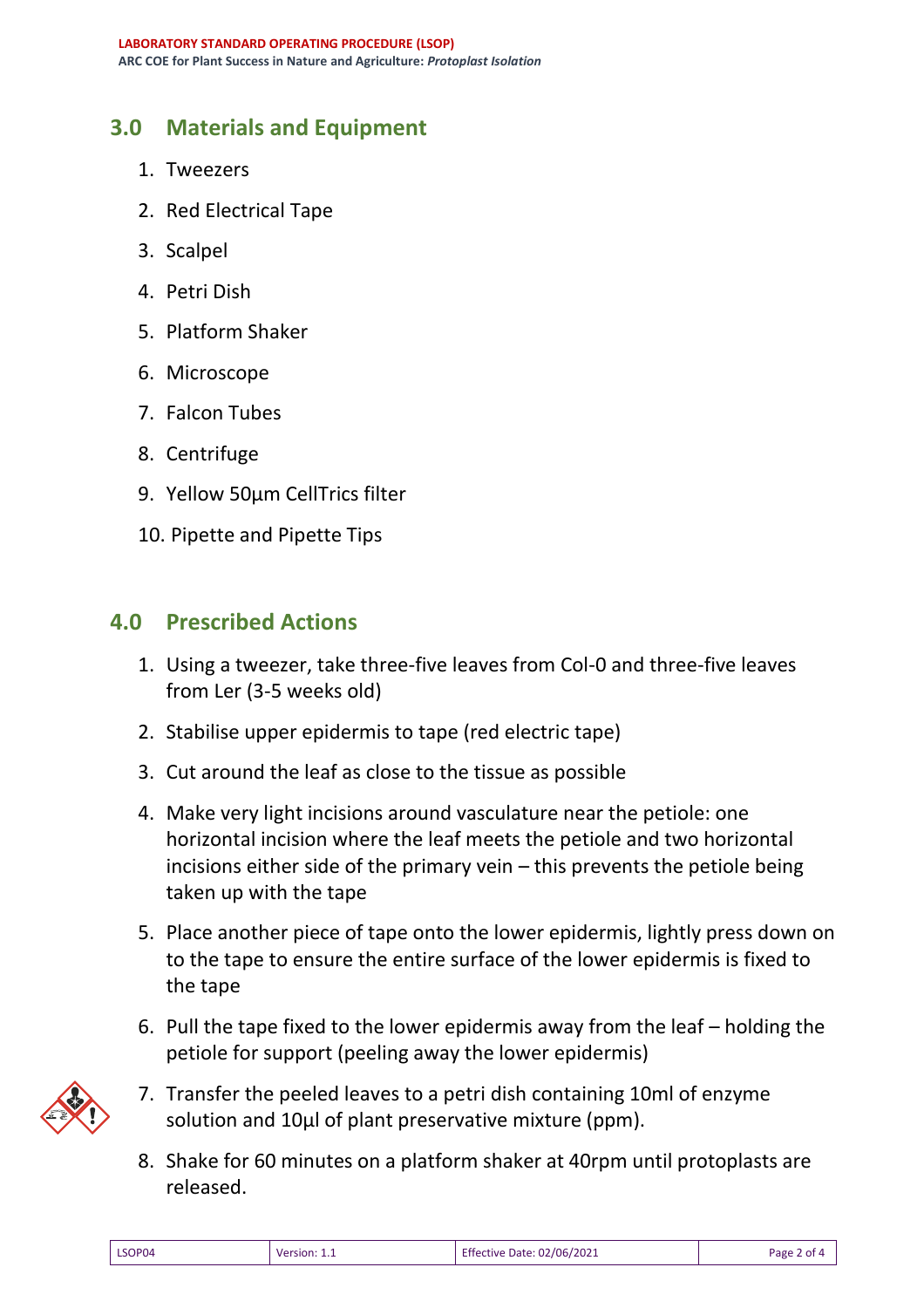## 3.0 Materials and Equipment

1. Tweezers
2. Red Electrical Tape
3. Scalpel
4. Petri Dish
5. Platform Shaker
6. Microscope
7. Falcon Tubes
8. Centrifuge
9. Yellow 50µm CellTrics filter
10. Pipette and Pipette Tips

## 4.0 Prescribed Actions

1. Using a tweezer, take three-five leaves from Col-0 and three-five leaves from Ler (3-5 weeks old)
2. Stabilise upper epidermis to tape (red electric tape)
3. Cut around the leaf as close to the tissue as possible
4. Make very light incisions around vasculature near the petiole: one horizontal incision where the leaf meets the petiole and two horizontal incisions either side of the primary vein – this prevents the petiole being taken up with the tape
5. Place another piece of tape onto the lower epidermis, lightly press down on to the tape to ensure the entire surface of the lower epidermis is fixed to the tape
6. Pull the tape fixed to the lower epidermis away from the leaf – holding the petiole for support (peeling away the lower epidermis)
7. Transfer the peeled leaves to a petri dish containing 10ml of enzyme solution and 10µl of plant preservative mixture (ppm).
8. Shake for 60 minutes on a platform shaker at 40rpm until protoplasts are released.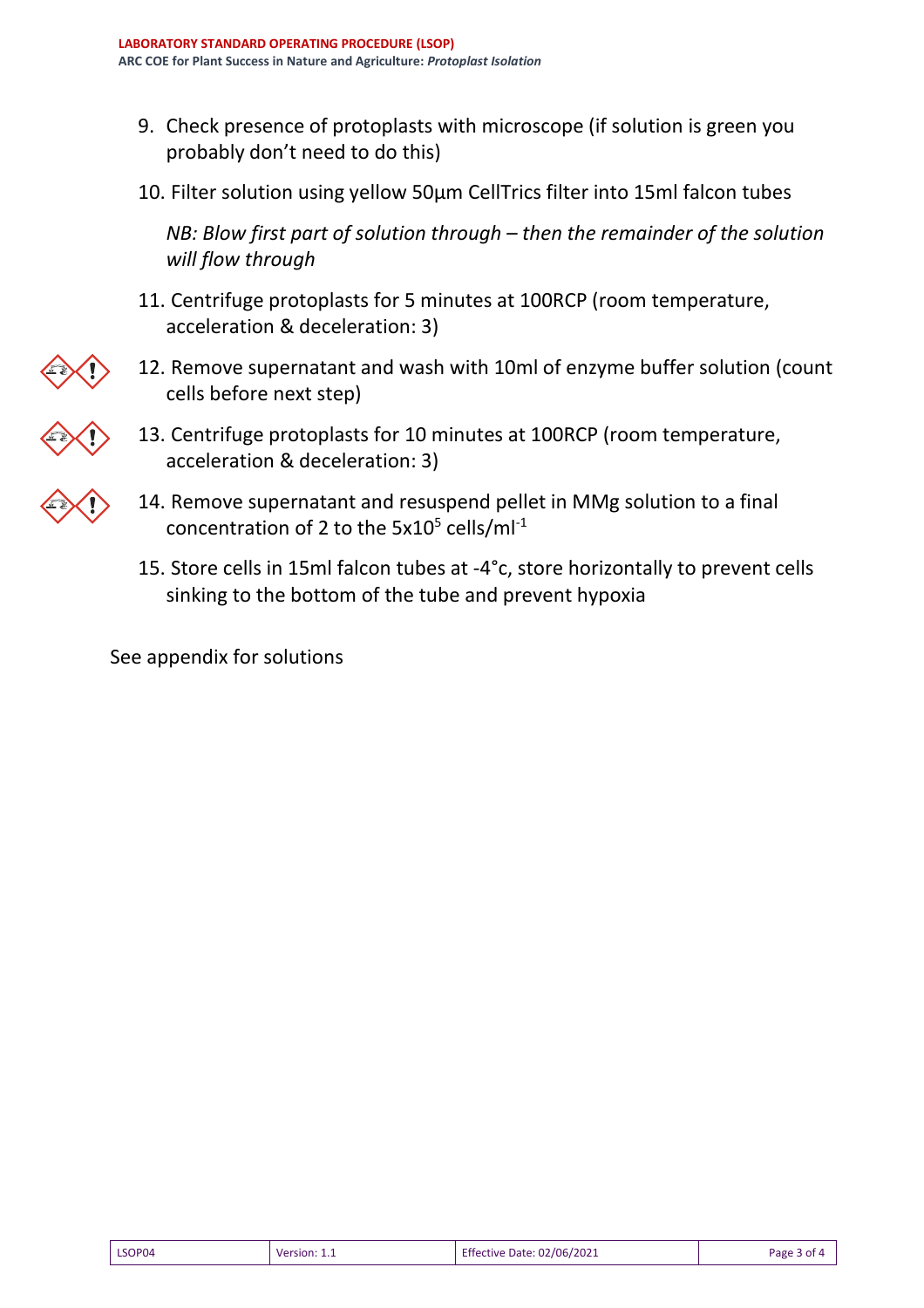9. Check presence of protoplasts with microscope (if solution is green you probably don't need to do this)

10. Filter solution using yellow 50µm CellTrics filter into 15ml falcon tubes

    *NB: Blow first part of solution through – then the remainder of the solution will flow through*

11. Centrifuge protoplasts for 5 minutes at 100RCP (room temperature, acceleration & deceleration: 3)

12. Remove supernatant and wash with 10ml of enzyme buffer solution (count cells before next step)

13. Centrifuge protoplasts for 10 minutes at 100RCP (room temperature, acceleration & deceleration: 3)

14. Remove supernatant and resuspend pellet in MMg solution to a final concentration of 2 to the $5x10^5$ cells/$ml^{-1}$

15. Store cells in 15ml falcon tubes at -4°c, store horizontally to prevent cells sinking to the bottom of the tube and prevent hypoxia

See appendix for solutions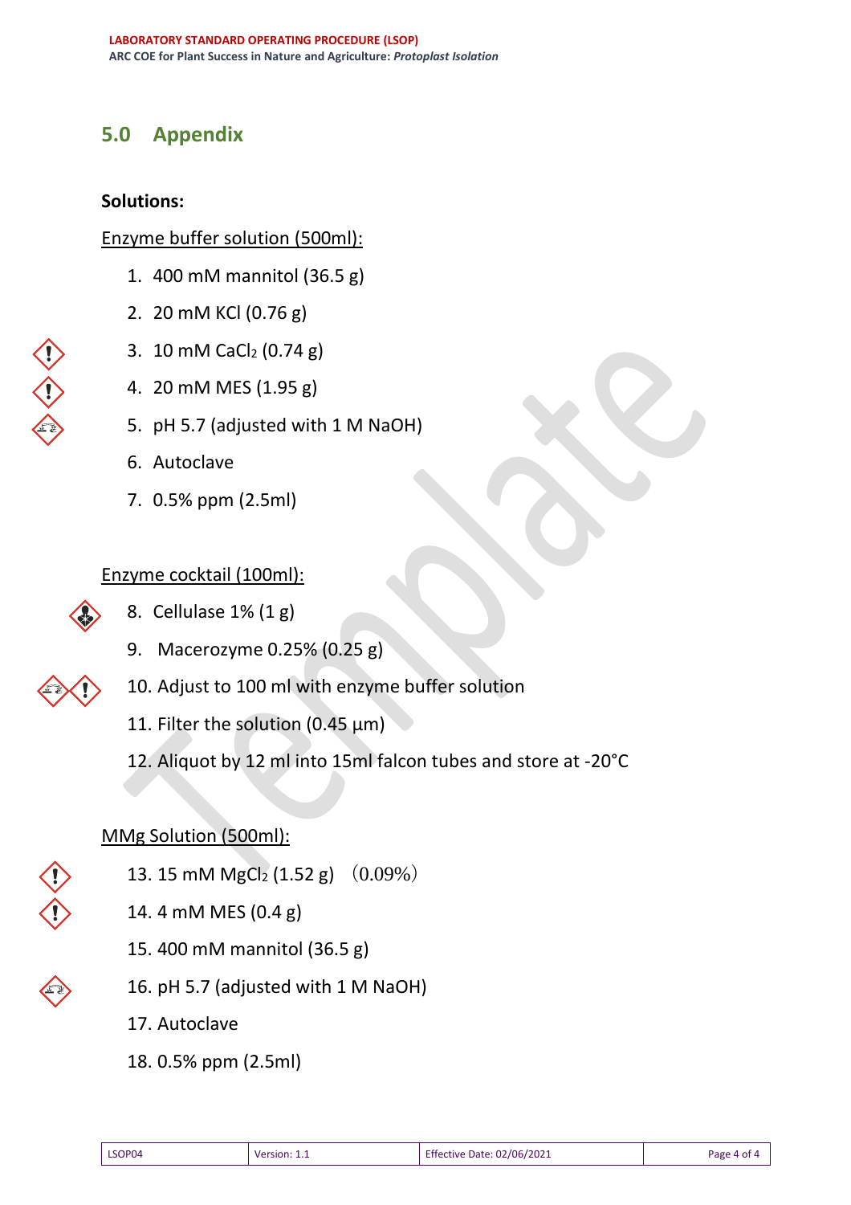## 5.0 Appendix

**Solutions:**

Enzyme buffer solution (500ml):

1. 400 mM mannitol (36.5 g)
2. 20 mM KCl (0.76 g)
3. 10 mM $CaCl_2$ (0.74 g)
4. 20 mM MES (1.95 g)
5. pH 5.7 (adjusted with 1 M NaOH)
6. Autoclave
7. 0.5% ppm (2.5ml)

Enzyme cocktail (100ml):

8. Cellulase 1% (1 g)
9. Macerozyme 0.25% (0.25 g)
10. Adjust to 100 ml with enzyme buffer solution
11. Filter the solution (0.45 µm)
12. Aliquot by 12 ml into 15ml falcon tubes and store at -20°C

MMg Solution (500ml):

13. 15 mM $MgCl_2$ (1.52 g) （0.09%）
14. 4 mM MES (0.4 g)
15. 400 mM mannitol (36.5 g)
16. pH 5.7 (adjusted with 1 M NaOH)
17. Autoclave
18. 0.5% ppm (2.5ml)